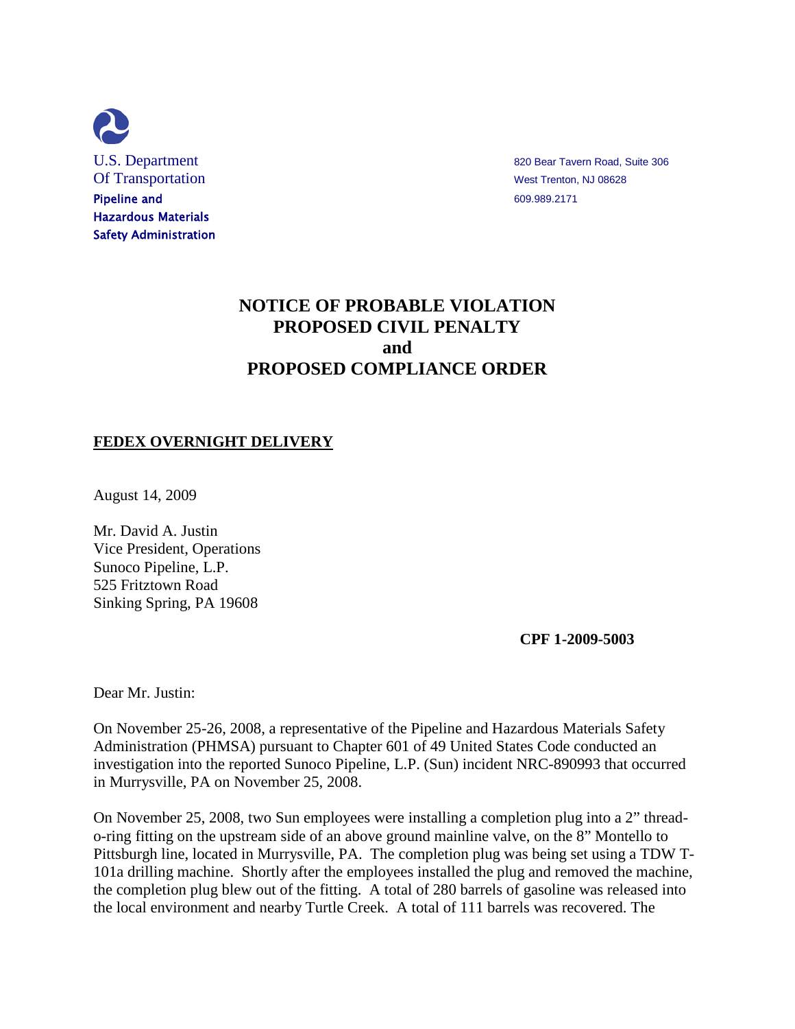U.S. Department
Of Transportation
**Pipeline and Hazardous Materials Safety Administration**

820 Bear Tavern Road, Suite 306
West Trenton, NJ 08628
609.989.2171

# NOTICE OF PROBABLE VIOLATION
# PROPOSED CIVIL PENALTY
# and
# PROPOSED COMPLIANCE ORDER

**FEDEX OVERNIGHT DELIVERY**

August 14, 2009

Mr. David A. Justin
Vice President, Operations
Sunoco Pipeline, L.P.
525 Fritztown Road
Sinking Spring, PA 19608

**CPF 1-2009-5003**

Dear Mr. Justin:

On November 25-26, 2008, a representative of the Pipeline and Hazardous Materials Safety Administration (PHMSA) pursuant to Chapter 601 of 49 United States Code conducted an investigation into the reported Sunoco Pipeline, L.P. (Sun) incident NRC-890993 that occurred in Murrysville, PA on November 25, 2008.

On November 25, 2008, two Sun employees were installing a completion plug into a 2" thread-o-ring fitting on the upstream side of an above ground mainline valve, on the 8" Montello to Pittsburgh line, located in Murrysville, PA. The completion plug was being set using a TDW T-101a drilling machine. Shortly after the employees installed the plug and removed the machine, the completion plug blew out of the fitting. A total of 280 barrels of gasoline was released into the local environment and nearby Turtle Creek. A total of 111 barrels was recovered. The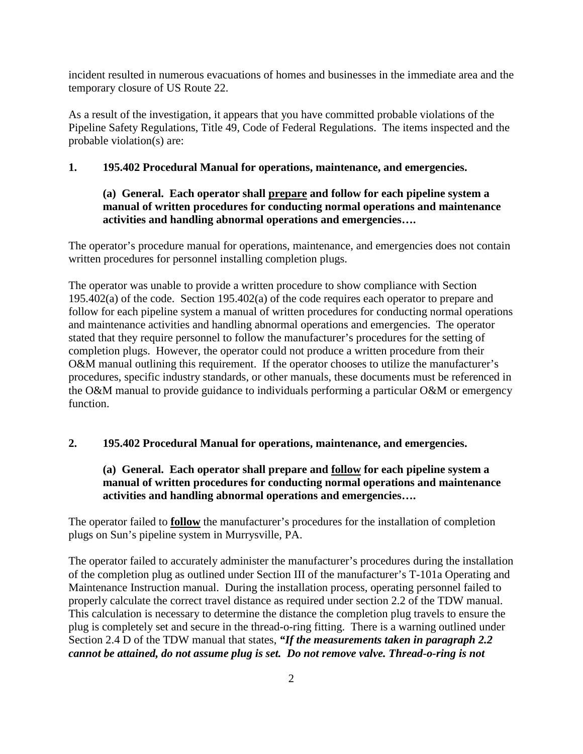incident resulted in numerous evacuations of homes and businesses in the immediate area and the temporary closure of US Route 22.

As a result of the investigation, it appears that you have committed probable violations of the Pipeline Safety Regulations, Title 49, Code of Federal Regulations. The items inspected and the probable violation(s) are:

**1. 195.402 Procedural Manual for operations, maintenance, and emergencies.**

> **(a) General. Each operator shall <u>prepare</u> and follow for each pipeline system a manual of written procedures for conducting normal operations and maintenance activities and handling abnormal operations and emergencies….**

The operator's procedure manual for operations, maintenance, and emergencies does not contain written procedures for personnel installing completion plugs.

The operator was unable to provide a written procedure to show compliance with Section 195.402(a) of the code. Section 195.402(a) of the code requires each operator to prepare and follow for each pipeline system a manual of written procedures for conducting normal operations and maintenance activities and handling abnormal operations and emergencies. The operator stated that they require personnel to follow the manufacturer's procedures for the setting of completion plugs. However, the operator could not produce a written procedure from their O&M manual outlining this requirement. If the operator chooses to utilize the manufacturer's procedures, specific industry standards, or other manuals, these documents must be referenced in the O&M manual to provide guidance to individuals performing a particular O&M or emergency function.

**2. 195.402 Procedural Manual for operations, maintenance, and emergencies.**

> **(a) General. Each operator shall prepare and <u>follow</u> for each pipeline system a manual of written procedures for conducting normal operations and maintenance activities and handling abnormal operations and emergencies….**

The operator failed to **<u>follow</u>** the manufacturer's procedures for the installation of completion plugs on Sun's pipeline system in Murrysville, PA.

The operator failed to accurately administer the manufacturer's procedures during the installation of the completion plug as outlined under Section III of the manufacturer's T-101a Operating and Maintenance Instruction manual. During the installation process, operating personnel failed to properly calculate the correct travel distance as required under section 2.2 of the TDW manual. This calculation is necessary to determine the distance the completion plug travels to ensure the plug is completely set and secure in the thread-o-ring fitting. There is a warning outlined under Section 2.4 D of the TDW manual that states, ***"If the measurements taken in paragraph 2.2 cannot be attained, do not assume plug is set. Do not remove valve. Thread-o-ring is not***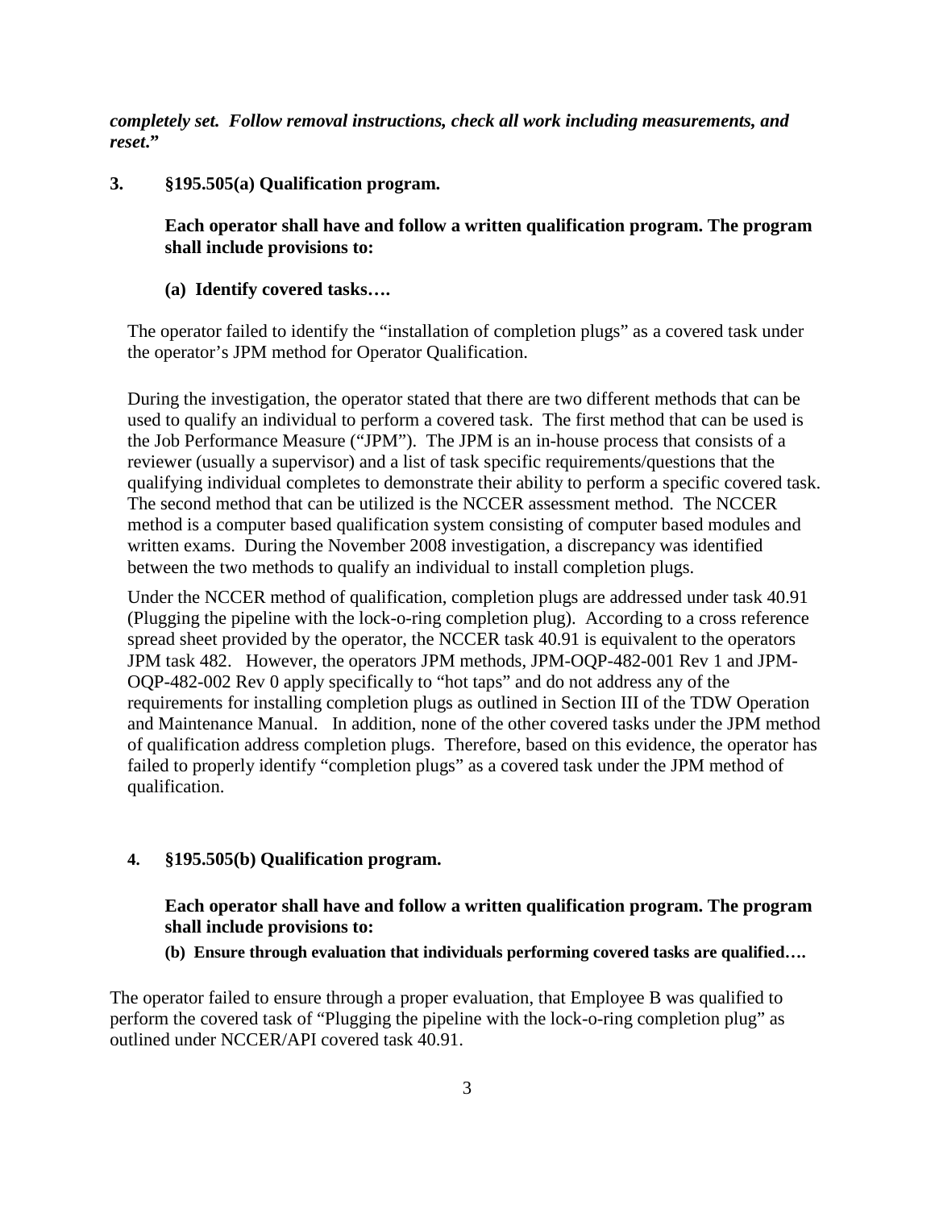***completely set. Follow removal instructions, check all work including measurements, and reset*.”**

**3. §195.505(a) Qualification program.**

**Each operator shall have and follow a written qualification program. The program shall include provisions to:**

**(a) Identify covered tasks….**

The operator failed to identify the “installation of completion plugs” as a covered task under the operator’s JPM method for Operator Qualification.

During the investigation, the operator stated that there are two different methods that can be used to qualify an individual to perform a covered task. The first method that can be used is the Job Performance Measure (“JPM”). The JPM is an in-house process that consists of a reviewer (usually a supervisor) and a list of task specific requirements/questions that the qualifying individual completes to demonstrate their ability to perform a specific covered task. The second method that can be utilized is the NCCER assessment method. The NCCER method is a computer based qualification system consisting of computer based modules and written exams. During the November 2008 investigation, a discrepancy was identified between the two methods to qualify an individual to install completion plugs.

Under the NCCER method of qualification, completion plugs are addressed under task 40.91 (Plugging the pipeline with the lock-o-ring completion plug). According to a cross reference spread sheet provided by the operator, the NCCER task 40.91 is equivalent to the operators JPM task 482. However, the operators JPM methods, JPM-OQP-482-001 Rev 1 and JPM-OQP-482-002 Rev 0 apply specifically to “hot taps” and do not address any of the requirements for installing completion plugs as outlined in Section III of the TDW Operation and Maintenance Manual. In addition, none of the other covered tasks under the JPM method of qualification address completion plugs. Therefore, based on this evidence, the operator has failed to properly identify “completion plugs” as a covered task under the JPM method of qualification.

**4. §195.505(b) Qualification program.**

**Each operator shall have and follow a written qualification program. The program shall include provisions to:**

**(b) Ensure through evaluation that individuals performing covered tasks are qualified….**

The operator failed to ensure through a proper evaluation, that Employee B was qualified to perform the covered task of “Plugging the pipeline with the lock-o-ring completion plug” as outlined under NCCER/API covered task 40.91.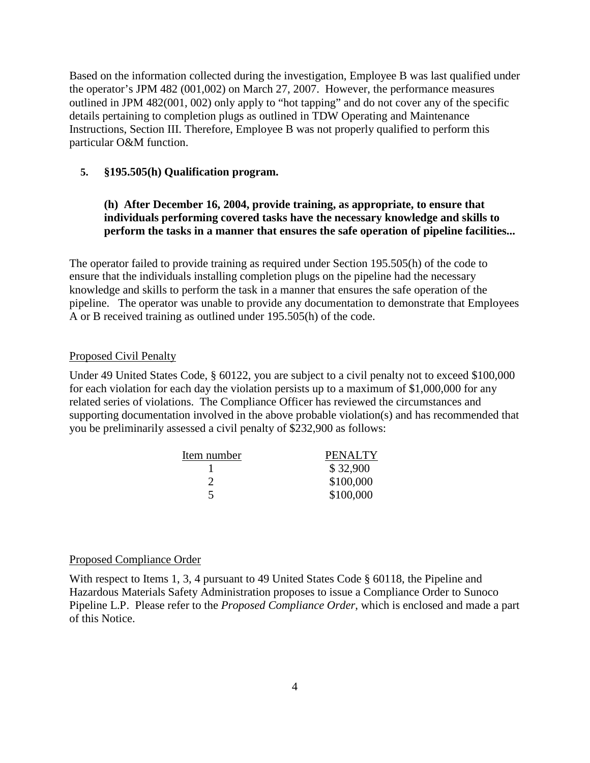Based on the information collected during the investigation, Employee B was last qualified under the operator's JPM 482 (001,002) on March 27, 2007. However, the performance measures outlined in JPM 482(001, 002) only apply to "hot tapping" and do not cover any of the specific details pertaining to completion plugs as outlined in TDW Operating and Maintenance Instructions, Section III. Therefore, Employee B was not properly qualified to perform this particular O&M function.

**5. §195.505(h) Qualification program.**

> **(h) After December 16, 2004, provide training, as appropriate, to ensure that individuals performing covered tasks have the necessary knowledge and skills to perform the tasks in a manner that ensures the safe operation of pipeline facilities...**

The operator failed to provide training as required under Section 195.505(h) of the code to ensure that the individuals installing completion plugs on the pipeline had the necessary knowledge and skills to perform the task in a manner that ensures the safe operation of the pipeline. The operator was unable to provide any documentation to demonstrate that Employees A or B received training as outlined under 195.505(h) of the code.

Proposed Civil Penalty

Under 49 United States Code, § 60122, you are subject to a civil penalty not to exceed $100,000 for each violation for each day the violation persists up to a maximum of $1,000,000 for any related series of violations. The Compliance Officer has reviewed the circumstances and supporting documentation involved in the above probable violation(s) and has recommended that you be preliminarily assessed a civil penalty of $232,900 as follows:

| Item number | PENALTY |
|---|---|
| 1 | $ 32,900 |
| 2 | $100,000 |
| 5 | $100,000 |

Proposed Compliance Order

With respect to Items 1, 3, 4 pursuant to 49 United States Code § 60118, the Pipeline and Hazardous Materials Safety Administration proposes to issue a Compliance Order to Sunoco Pipeline L.P. Please refer to the *Proposed Compliance Order*, which is enclosed and made a part of this Notice.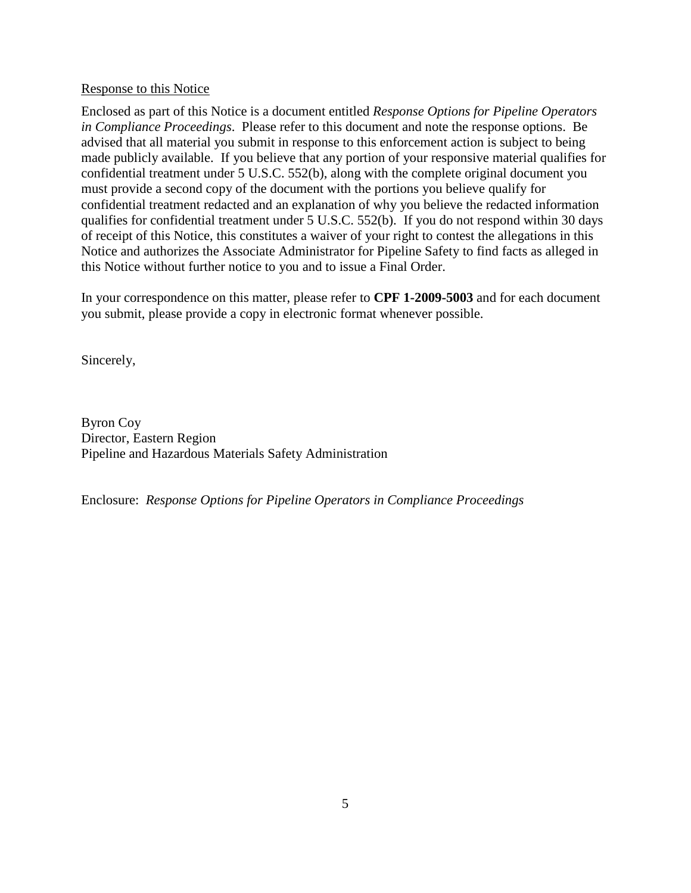<u>Response to this Notice</u>

Enclosed as part of this Notice is a document entitled *Response Options for Pipeline Operators in Compliance Proceedings*. Please refer to this document and note the response options. Be advised that all material you submit in response to this enforcement action is subject to being made publicly available. If you believe that any portion of your responsive material qualifies for confidential treatment under 5 U.S.C. 552(b), along with the complete original document you must provide a second copy of the document with the portions you believe qualify for confidential treatment redacted and an explanation of why you believe the redacted information qualifies for confidential treatment under 5 U.S.C. 552(b). If you do not respond within 30 days of receipt of this Notice, this constitutes a waiver of your right to contest the allegations in this Notice and authorizes the Associate Administrator for Pipeline Safety to find facts as alleged in this Notice without further notice to you and to issue a Final Order.

In your correspondence on this matter, please refer to **CPF 1-2009-5003** and for each document you submit, please provide a copy in electronic format whenever possible.

Sincerely,

Byron Coy
Director, Eastern Region
Pipeline and Hazardous Materials Safety Administration

Enclosure: *Response Options for Pipeline Operators in Compliance Proceedings*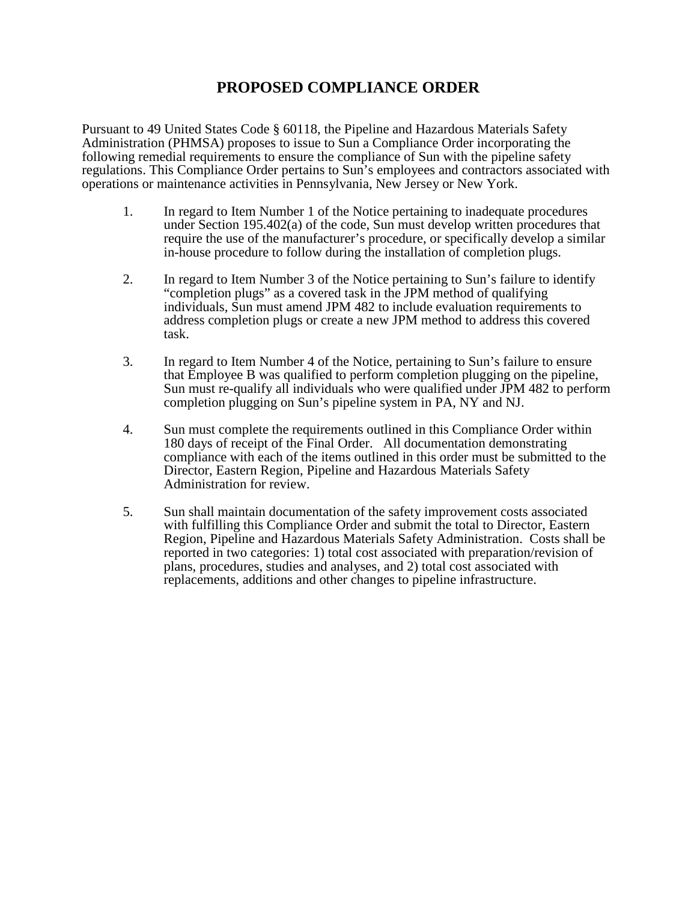# PROPOSED COMPLIANCE ORDER

Pursuant to 49 United States Code § 60118, the Pipeline and Hazardous Materials Safety Administration (PHMSA) proposes to issue to Sun a Compliance Order incorporating the following remedial requirements to ensure the compliance of Sun with the pipeline safety regulations. This Compliance Order pertains to Sun's employees and contractors associated with operations or maintenance activities in Pennsylvania, New Jersey or New York.

1. In regard to Item Number 1 of the Notice pertaining to inadequate procedures under Section 195.402(a) of the code, Sun must develop written procedures that require the use of the manufacturer's procedure, or specifically develop a similar in-house procedure to follow during the installation of completion plugs.

2. In regard to Item Number 3 of the Notice pertaining to Sun's failure to identify "completion plugs" as a covered task in the JPM method of qualifying individuals, Sun must amend JPM 482 to include evaluation requirements to address completion plugs or create a new JPM method to address this covered task.

3. In regard to Item Number 4 of the Notice, pertaining to Sun's failure to ensure that Employee B was qualified to perform completion plugging on the pipeline, Sun must re-qualify all individuals who were qualified under JPM 482 to perform completion plugging on Sun's pipeline system in PA, NY and NJ.

4. Sun must complete the requirements outlined in this Compliance Order within 180 days of receipt of the Final Order. All documentation demonstrating compliance with each of the items outlined in this order must be submitted to the Director, Eastern Region, Pipeline and Hazardous Materials Safety Administration for review.

5. Sun shall maintain documentation of the safety improvement costs associated with fulfilling this Compliance Order and submit the total to Director, Eastern Region, Pipeline and Hazardous Materials Safety Administration. Costs shall be reported in two categories: 1) total cost associated with preparation/revision of plans, procedures, studies and analyses, and 2) total cost associated with replacements, additions and other changes to pipeline infrastructure.